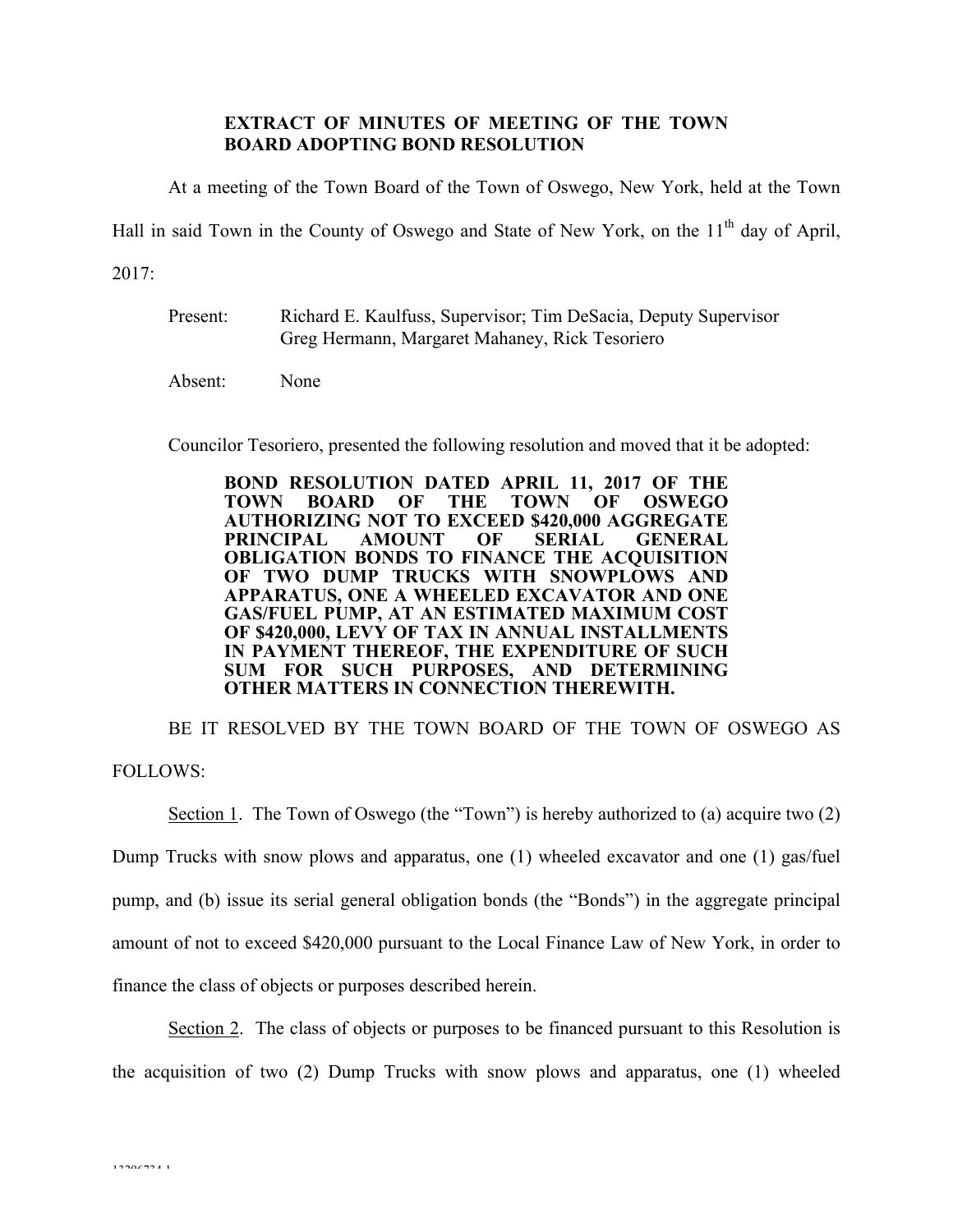**EXTRACT OF MINUTES OF MEETING OF THE TOWN BOARD ADOPTING BOND RESOLUTION**

At a meeting of the Town Board of the Town of Oswego, New York, held at the Town Hall in said Town in the County of Oswego and State of New York, on the 11th day of April, 2017:

Present: Richard E. Kaulfuss, Supervisor; Tim DeSacia, Deputy Supervisor Greg Hermann, Margaret Mahaney, Rick Tesoriero

Absent: None

Councilor Tesoriero, presented the following resolution and moved that it be adopted:

**BOND RESOLUTION DATED APRIL 11, 2017 OF THE TOWN BOARD OF THE TOWN OF OSWEGO AUTHORIZING NOT TO EXCEED $420,000 AGGREGATE PRINCIPAL AMOUNT OF SERIAL GENERAL OBLIGATION BONDS TO FINANCE THE ACQUISITION OF TWO DUMP TRUCKS WITH SNOWPLOWS AND APPARATUS, ONE A WHEELED EXCAVATOR AND ONE GAS/FUEL PUMP, AT AN ESTIMATED MAXIMUM COST OF $420,000, LEVY OF TAX IN ANNUAL INSTALLMENTS IN PAYMENT THEREOF, THE EXPENDITURE OF SUCH SUM FOR SUCH PURPOSES, AND DETERMINING OTHER MATTERS IN CONNECTION THEREWITH.**

BE IT RESOLVED BY THE TOWN BOARD OF THE TOWN OF OSWEGO AS FOLLOWS:

Section 1. The Town of Oswego (the "Town") is hereby authorized to (a) acquire two (2) Dump Trucks with snow plows and apparatus, one (1) wheeled excavator and one (1) gas/fuel pump, and (b) issue its serial general obligation bonds (the "Bonds") in the aggregate principal amount of not to exceed $420,000 pursuant to the Local Finance Law of New York, in order to finance the class of objects or purposes described herein.

Section 2. The class of objects or purposes to be financed pursuant to this Resolution is the acquisition of two (2) Dump Trucks with snow plows and apparatus, one (1) wheeled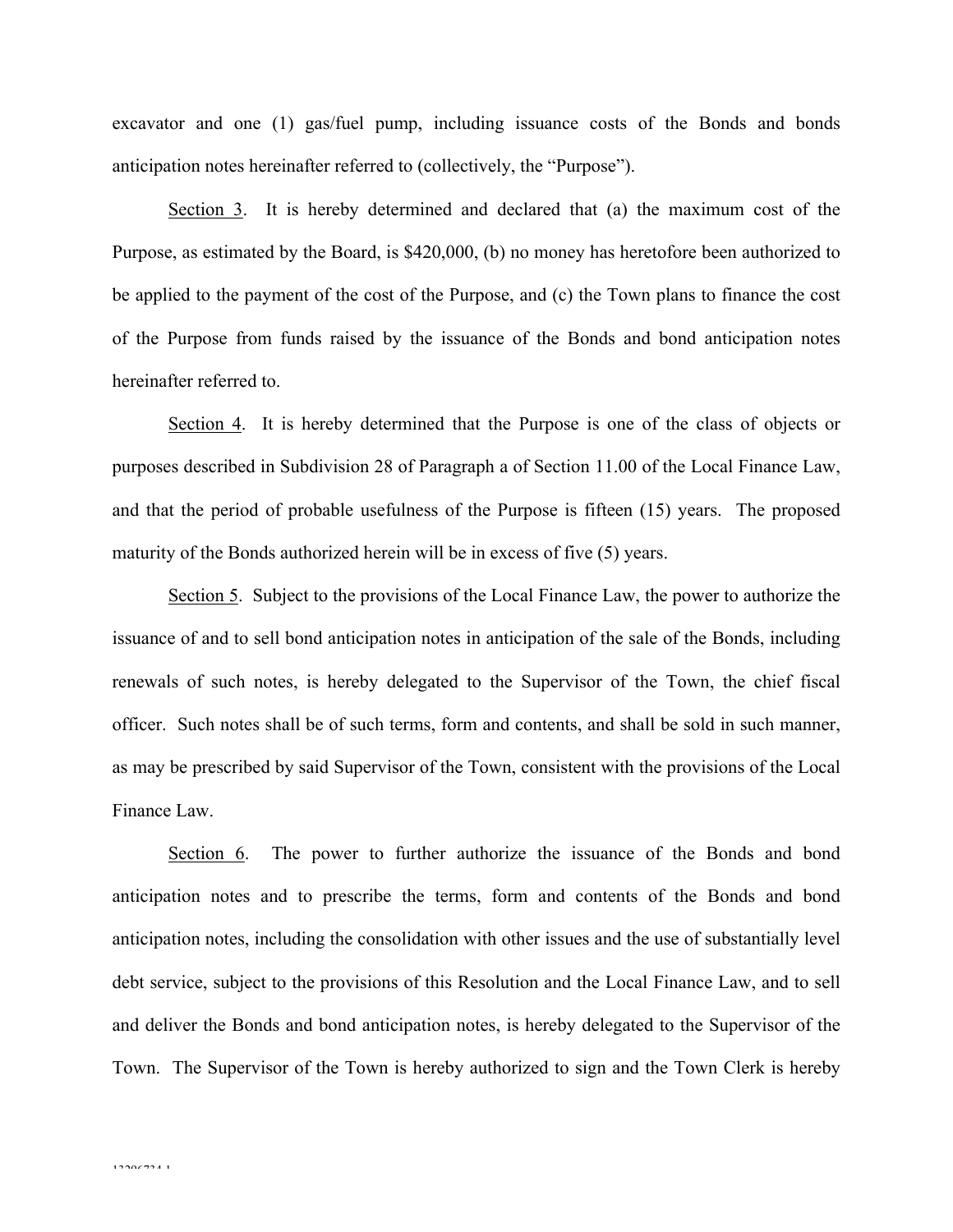excavator and one (1) gas/fuel pump, including issuance costs of the Bonds and bonds anticipation notes hereinafter referred to (collectively, the "Purpose").

Section 3. It is hereby determined and declared that (a) the maximum cost of the Purpose, as estimated by the Board, is $420,000, (b) no money has heretofore been authorized to be applied to the payment of the cost of the Purpose, and (c) the Town plans to finance the cost of the Purpose from funds raised by the issuance of the Bonds and bond anticipation notes hereinafter referred to.

Section 4. It is hereby determined that the Purpose is one of the class of objects or purposes described in Subdivision 28 of Paragraph a of Section 11.00 of the Local Finance Law, and that the period of probable usefulness of the Purpose is fifteen (15) years. The proposed maturity of the Bonds authorized herein will be in excess of five (5) years.

Section 5. Subject to the provisions of the Local Finance Law, the power to authorize the issuance of and to sell bond anticipation notes in anticipation of the sale of the Bonds, including renewals of such notes, is hereby delegated to the Supervisor of the Town, the chief fiscal officer. Such notes shall be of such terms, form and contents, and shall be sold in such manner, as may be prescribed by said Supervisor of the Town, consistent with the provisions of the Local Finance Law.

Section 6. The power to further authorize the issuance of the Bonds and bond anticipation notes and to prescribe the terms, form and contents of the Bonds and bond anticipation notes, including the consolidation with other issues and the use of substantially level debt service, subject to the provisions of this Resolution and the Local Finance Law, and to sell and deliver the Bonds and bond anticipation notes, is hereby delegated to the Supervisor of the Town. The Supervisor of the Town is hereby authorized to sign and the Town Clerk is hereby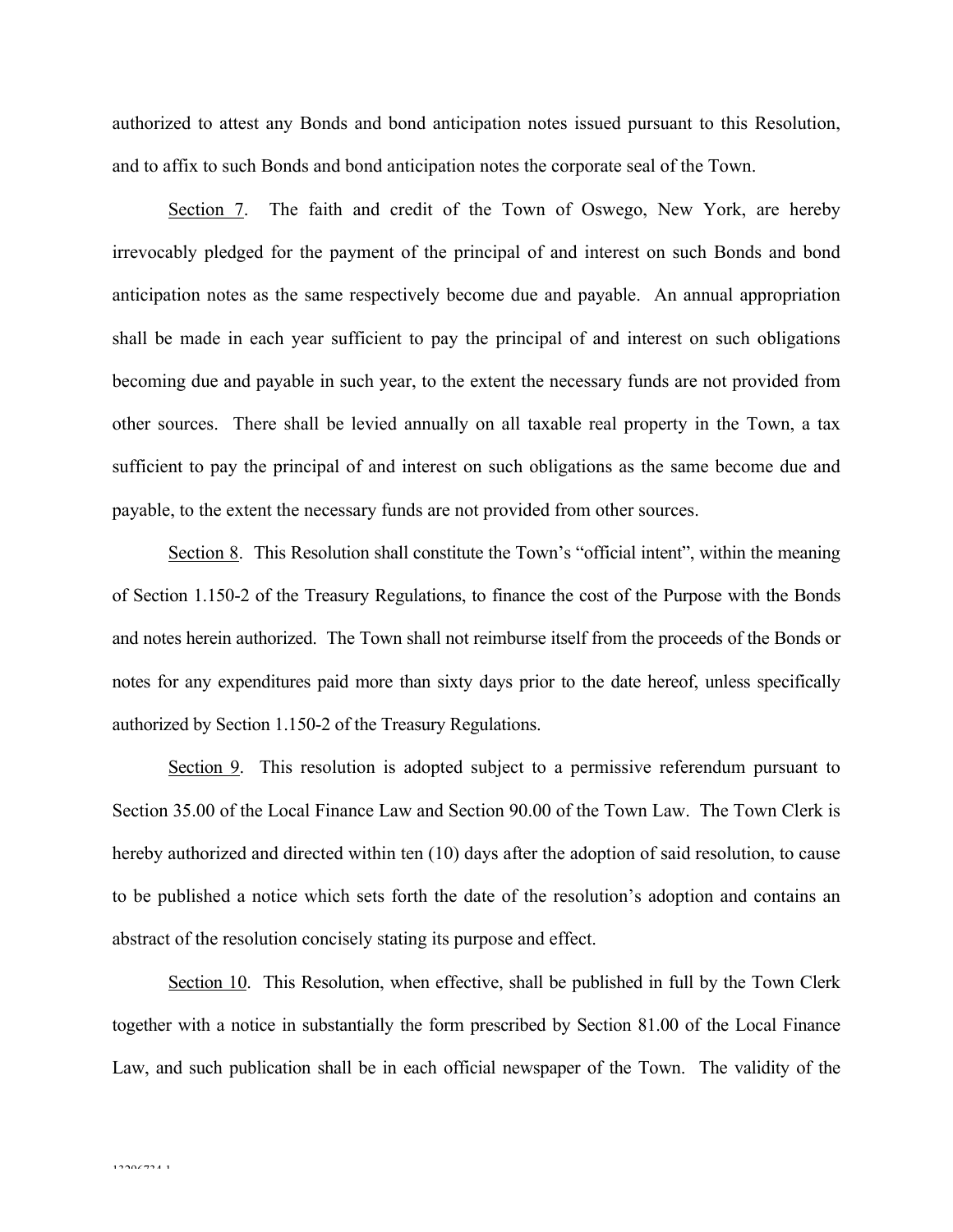authorized to attest any Bonds and bond anticipation notes issued pursuant to this Resolution, and to affix to such Bonds and bond anticipation notes the corporate seal of the Town.

Section 7. The faith and credit of the Town of Oswego, New York, are hereby irrevocably pledged for the payment of the principal of and interest on such Bonds and bond anticipation notes as the same respectively become due and payable. An annual appropriation shall be made in each year sufficient to pay the principal of and interest on such obligations becoming due and payable in such year, to the extent the necessary funds are not provided from other sources. There shall be levied annually on all taxable real property in the Town, a tax sufficient to pay the principal of and interest on such obligations as the same become due and payable, to the extent the necessary funds are not provided from other sources.

Section 8. This Resolution shall constitute the Town's "official intent", within the meaning of Section 1.150-2 of the Treasury Regulations, to finance the cost of the Purpose with the Bonds and notes herein authorized. The Town shall not reimburse itself from the proceeds of the Bonds or notes for any expenditures paid more than sixty days prior to the date hereof, unless specifically authorized by Section 1.150-2 of the Treasury Regulations.

Section 9. This resolution is adopted subject to a permissive referendum pursuant to Section 35.00 of the Local Finance Law and Section 90.00 of the Town Law. The Town Clerk is hereby authorized and directed within ten (10) days after the adoption of said resolution, to cause to be published a notice which sets forth the date of the resolution's adoption and contains an abstract of the resolution concisely stating its purpose and effect.

Section 10. This Resolution, when effective, shall be published in full by the Town Clerk together with a notice in substantially the form prescribed by Section 81.00 of the Local Finance Law, and such publication shall be in each official newspaper of the Town. The validity of the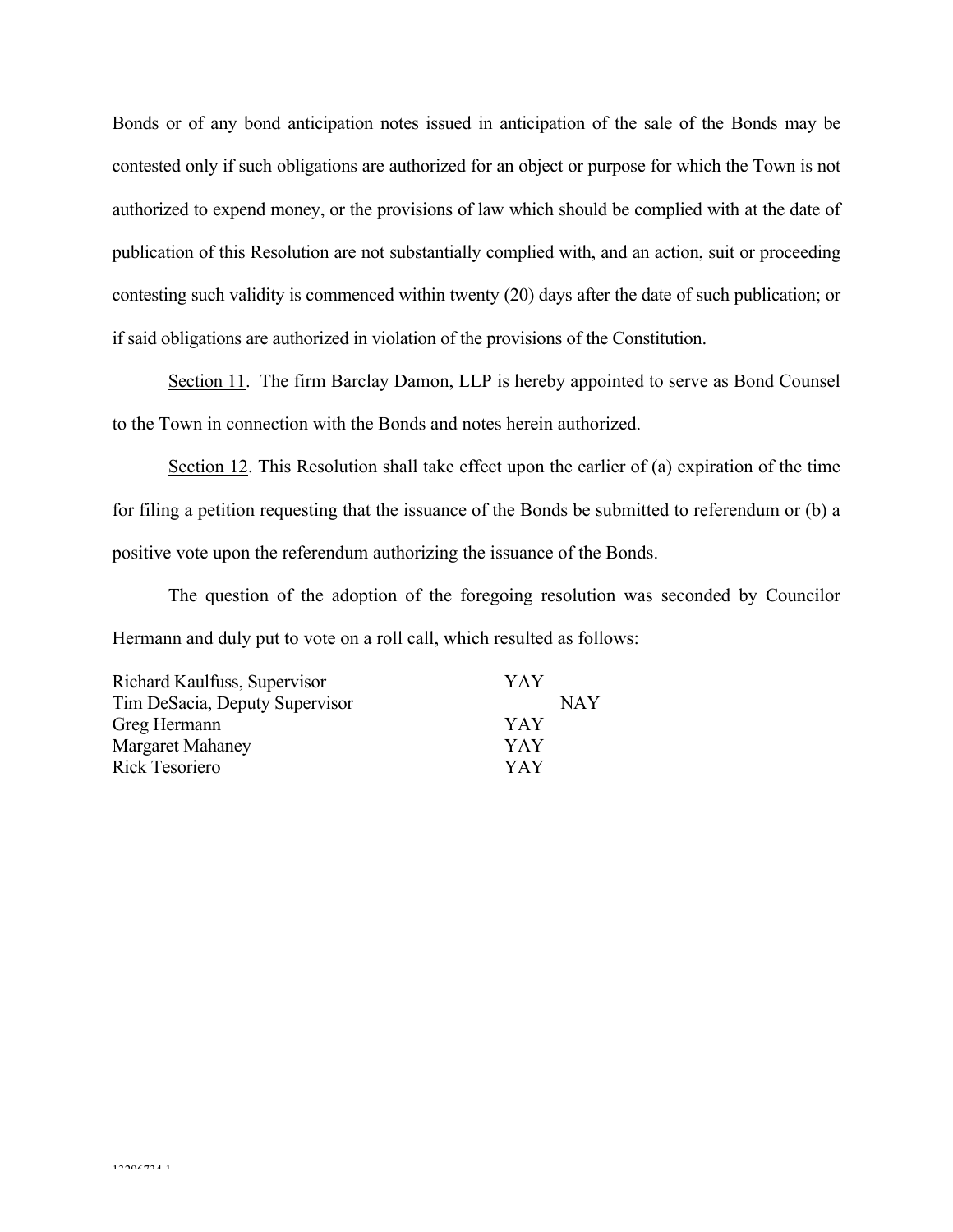Bonds or of any bond anticipation notes issued in anticipation of the sale of the Bonds may be contested only if such obligations are authorized for an object or purpose for which the Town is not authorized to expend money, or the provisions of law which should be complied with at the date of publication of this Resolution are not substantially complied with, and an action, suit or proceeding contesting such validity is commenced within twenty (20) days after the date of such publication; or if said obligations are authorized in violation of the provisions of the Constitution.

Section 11. The firm Barclay Damon, LLP is hereby appointed to serve as Bond Counsel to the Town in connection with the Bonds and notes herein authorized.

Section 12. This Resolution shall take effect upon the earlier of (a) expiration of the time for filing a petition requesting that the issuance of the Bonds be submitted to referendum or (b) a positive vote upon the referendum authorizing the issuance of the Bonds.

The question of the adoption of the foregoing resolution was seconded by Councilor Hermann and duly put to vote on a roll call, which resulted as follows:

| | | |
|---|---|---|
| Richard Kaulfuss, Supervisor | YAY | |
| Tim DeSacia, Deputy Supervisor | | NAY |
| Greg Hermann | YAY | |
| Margaret Mahaney | YAY | |
| Rick Tesoriero | YAY | |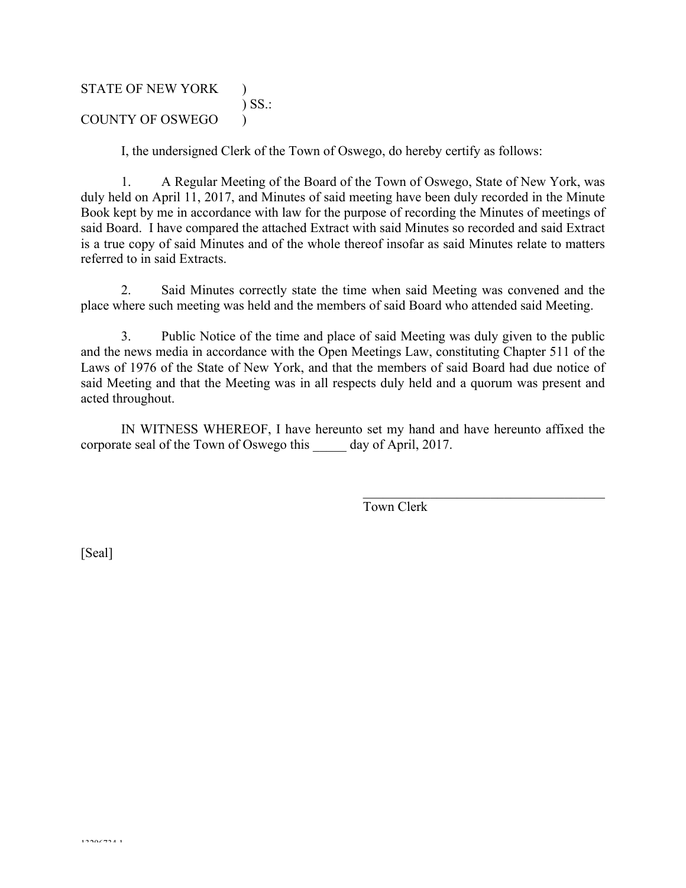STATE OF NEW YORK )
) SS.:
COUNTY OF OSWEGO )

I, the undersigned Clerk of the Town of Oswego, do hereby certify as follows:

1. A Regular Meeting of the Board of the Town of Oswego, State of New York, was duly held on April 11, 2017, and Minutes of said meeting have been duly recorded in the Minute Book kept by me in accordance with law for the purpose of recording the Minutes of meetings of said Board. I have compared the attached Extract with said Minutes so recorded and said Extract is a true copy of said Minutes and of the whole thereof insofar as said Minutes relate to matters referred to in said Extracts.

2. Said Minutes correctly state the time when said Meeting was convened and the place where such meeting was held and the members of said Board who attended said Meeting.

3. Public Notice of the time and place of said Meeting was duly given to the public and the news media in accordance with the Open Meetings Law, constituting Chapter 511 of the Laws of 1976 of the State of New York, and that the members of said Board had due notice of said Meeting and that the Meeting was in all respects duly held and a quorum was present and acted throughout.

IN WITNESS WHEREOF, I have hereunto set my hand and have hereunto affixed the corporate seal of the Town of Oswego this _____ day of April, 2017.

_____________________________________
Town Clerk

[Seal]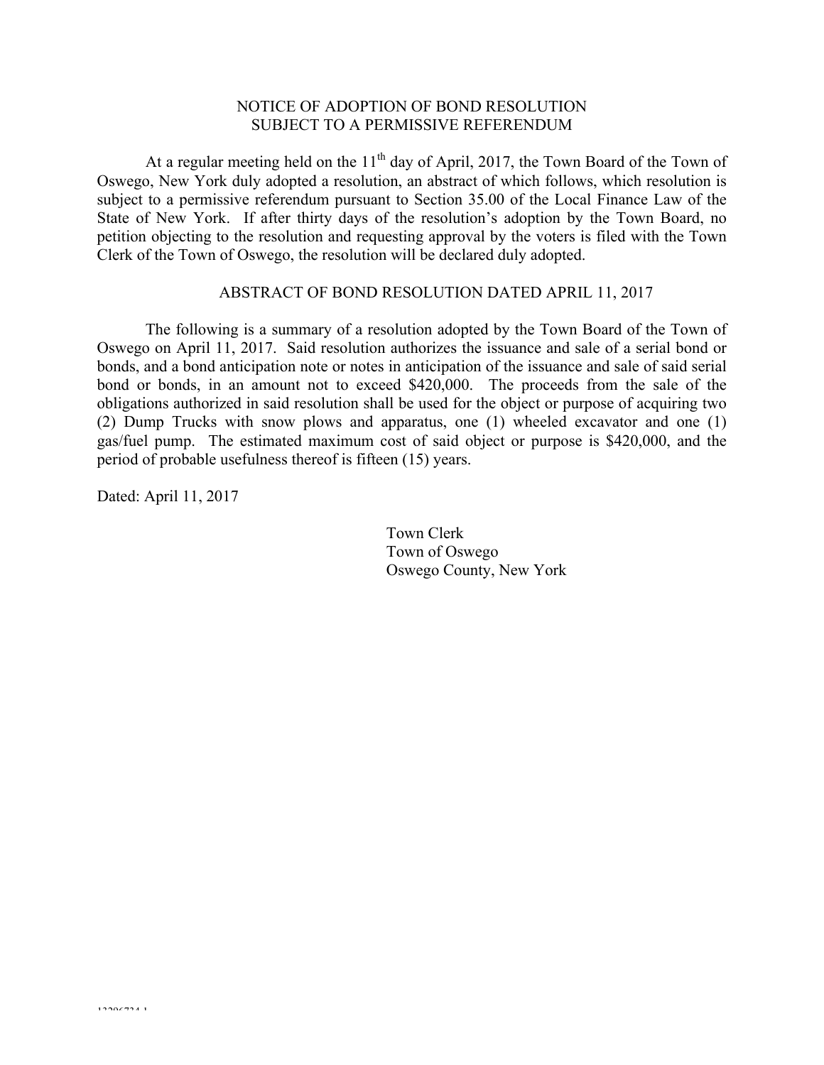# NOTICE OF ADOPTION OF BOND RESOLUTION SUBJECT TO A PERMISSIVE REFERENDUM

At a regular meeting held on the 11th day of April, 2017, the Town Board of the Town of Oswego, New York duly adopted a resolution, an abstract of which follows, which resolution is subject to a permissive referendum pursuant to Section 35.00 of the Local Finance Law of the State of New York. If after thirty days of the resolution's adoption by the Town Board, no petition objecting to the resolution and requesting approval by the voters is filed with the Town Clerk of the Town of Oswego, the resolution will be declared duly adopted.

## ABSTRACT OF BOND RESOLUTION DATED APRIL 11, 2017

The following is a summary of a resolution adopted by the Town Board of the Town of Oswego on April 11, 2017. Said resolution authorizes the issuance and sale of a serial bond or bonds, and a bond anticipation note or notes in anticipation of the issuance and sale of said serial bond or bonds, in an amount not to exceed $420,000. The proceeds from the sale of the obligations authorized in said resolution shall be used for the object or purpose of acquiring two (2) Dump Trucks with snow plows and apparatus, one (1) wheeled excavator and one (1) gas/fuel pump. The estimated maximum cost of said object or purpose is $420,000, and the period of probable usefulness thereof is fifteen (15) years.

Dated: April 11, 2017

Town Clerk
Town of Oswego
Oswego County, New York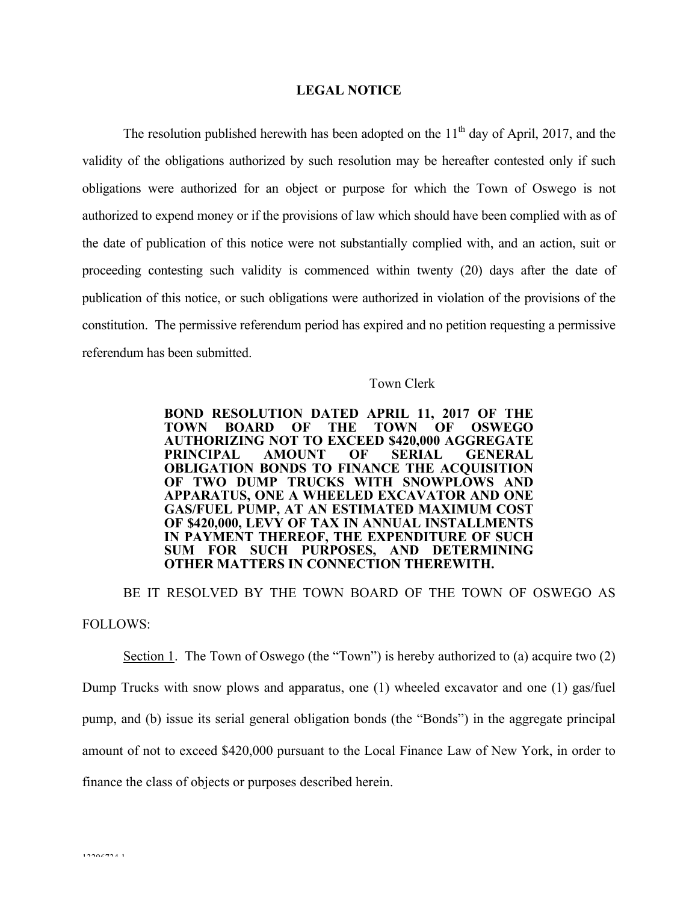# LEGAL NOTICE

The resolution published herewith has been adopted on the 11th day of April, 2017, and the validity of the obligations authorized by such resolution may be hereafter contested only if such obligations were authorized for an object or purpose for which the Town of Oswego is not authorized to expend money or if the provisions of law which should have been complied with as of the date of publication of this notice were not substantially complied with, and an action, suit or proceeding contesting such validity is commenced within twenty (20) days after the date of publication of this notice, or such obligations were authorized in violation of the provisions of the constitution. The permissive referendum period has expired and no petition requesting a permissive referendum has been submitted.

Town Clerk

**BOND RESOLUTION DATED APRIL 11, 2017 OF THE TOWN BOARD OF THE TOWN OF OSWEGO AUTHORIZING NOT TO EXCEED $420,000 AGGREGATE PRINCIPAL AMOUNT OF SERIAL GENERAL OBLIGATION BONDS TO FINANCE THE ACQUISITION OF TWO DUMP TRUCKS WITH SNOWPLOWS AND APPARATUS, ONE A WHEELED EXCAVATOR AND ONE GAS/FUEL PUMP, AT AN ESTIMATED MAXIMUM COST OF $420,000, LEVY OF TAX IN ANNUAL INSTALLMENTS IN PAYMENT THEREOF, THE EXPENDITURE OF SUCH SUM FOR SUCH PURPOSES, AND DETERMINING OTHER MATTERS IN CONNECTION THEREWITH.**

BE IT RESOLVED BY THE TOWN BOARD OF THE TOWN OF OSWEGO AS FOLLOWS:

Section 1. The Town of Oswego (the "Town") is hereby authorized to (a) acquire two (2) Dump Trucks with snow plows and apparatus, one (1) wheeled excavator and one (1) gas/fuel pump, and (b) issue its serial general obligation bonds (the "Bonds") in the aggregate principal amount of not to exceed $420,000 pursuant to the Local Finance Law of New York, in order to finance the class of objects or purposes described herein.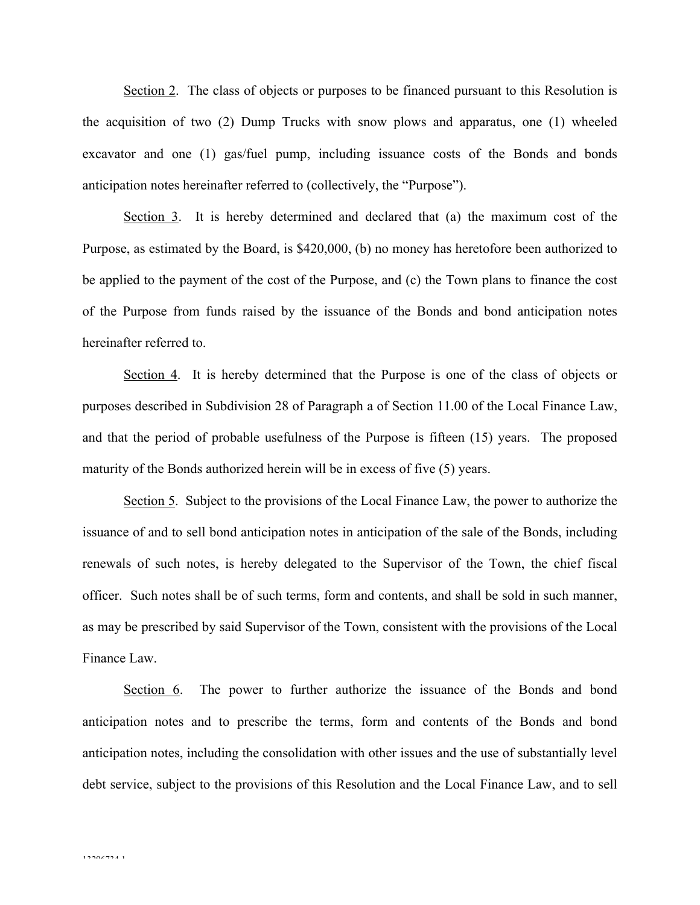Section 2. The class of objects or purposes to be financed pursuant to this Resolution is the acquisition of two (2) Dump Trucks with snow plows and apparatus, one (1) wheeled excavator and one (1) gas/fuel pump, including issuance costs of the Bonds and bonds anticipation notes hereinafter referred to (collectively, the "Purpose").

Section 3. It is hereby determined and declared that (a) the maximum cost of the Purpose, as estimated by the Board, is $420,000, (b) no money has heretofore been authorized to be applied to the payment of the cost of the Purpose, and (c) the Town plans to finance the cost of the Purpose from funds raised by the issuance of the Bonds and bond anticipation notes hereinafter referred to.

Section 4. It is hereby determined that the Purpose is one of the class of objects or purposes described in Subdivision 28 of Paragraph a of Section 11.00 of the Local Finance Law, and that the period of probable usefulness of the Purpose is fifteen (15) years. The proposed maturity of the Bonds authorized herein will be in excess of five (5) years.

Section 5. Subject to the provisions of the Local Finance Law, the power to authorize the issuance of and to sell bond anticipation notes in anticipation of the sale of the Bonds, including renewals of such notes, is hereby delegated to the Supervisor of the Town, the chief fiscal officer. Such notes shall be of such terms, form and contents, and shall be sold in such manner, as may be prescribed by said Supervisor of the Town, consistent with the provisions of the Local Finance Law.

Section 6. The power to further authorize the issuance of the Bonds and bond anticipation notes and to prescribe the terms, form and contents of the Bonds and bond anticipation notes, including the consolidation with other issues and the use of substantially level debt service, subject to the provisions of this Resolution and the Local Finance Law, and to sell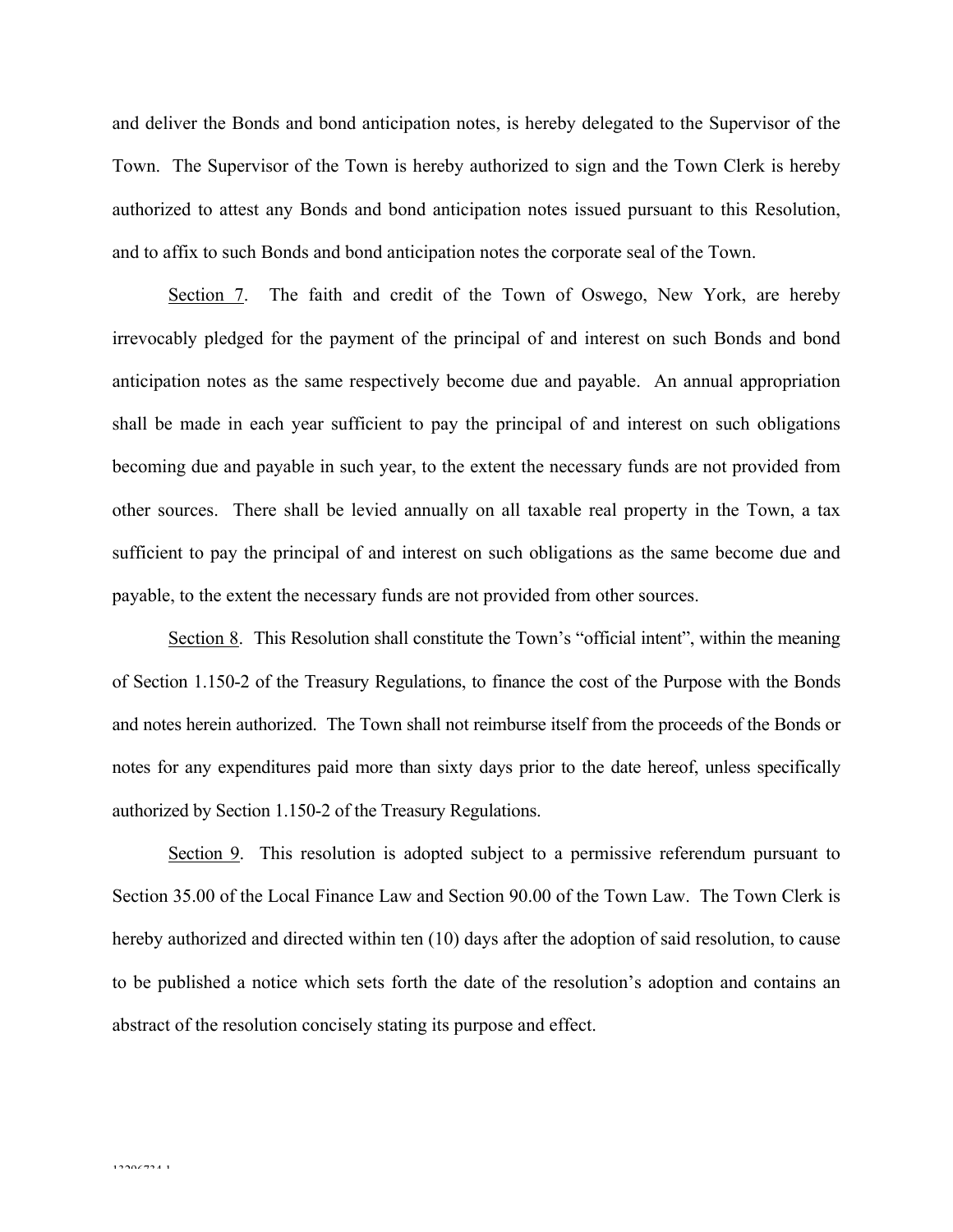and deliver the Bonds and bond anticipation notes, is hereby delegated to the Supervisor of the Town. The Supervisor of the Town is hereby authorized to sign and the Town Clerk is hereby authorized to attest any Bonds and bond anticipation notes issued pursuant to this Resolution, and to affix to such Bonds and bond anticipation notes the corporate seal of the Town.

<u>Section 7</u>. The faith and credit of the Town of Oswego, New York, are hereby irrevocably pledged for the payment of the principal of and interest on such Bonds and bond anticipation notes as the same respectively become due and payable. An annual appropriation shall be made in each year sufficient to pay the principal of and interest on such obligations becoming due and payable in such year, to the extent the necessary funds are not provided from other sources. There shall be levied annually on all taxable real property in the Town, a tax sufficient to pay the principal of and interest on such obligations as the same become due and payable, to the extent the necessary funds are not provided from other sources.

<u>Section 8</u>. This Resolution shall constitute the Town's "official intent", within the meaning of Section 1.150-2 of the Treasury Regulations, to finance the cost of the Purpose with the Bonds and notes herein authorized. The Town shall not reimburse itself from the proceeds of the Bonds or notes for any expenditures paid more than sixty days prior to the date hereof, unless specifically authorized by Section 1.150-2 of the Treasury Regulations.

<u>Section 9</u>. This resolution is adopted subject to a permissive referendum pursuant to Section 35.00 of the Local Finance Law and Section 90.00 of the Town Law. The Town Clerk is hereby authorized and directed within ten (10) days after the adoption of said resolution, to cause to be published a notice which sets forth the date of the resolution's adoption and contains an abstract of the resolution concisely stating its purpose and effect.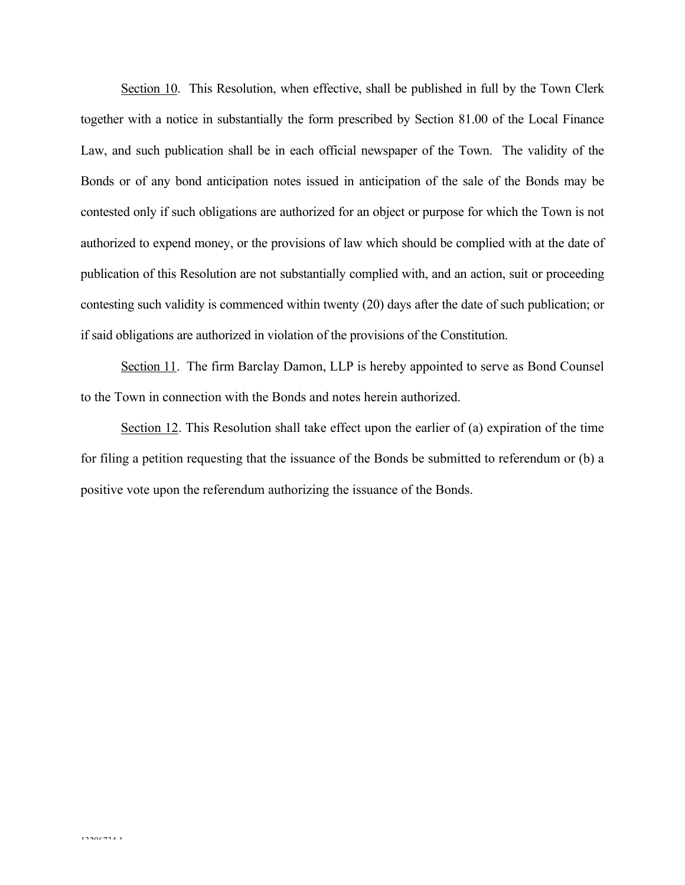Section 10. This Resolution, when effective, shall be published in full by the Town Clerk together with a notice in substantially the form prescribed by Section 81.00 of the Local Finance Law, and such publication shall be in each official newspaper of the Town. The validity of the Bonds or of any bond anticipation notes issued in anticipation of the sale of the Bonds may be contested only if such obligations are authorized for an object or purpose for which the Town is not authorized to expend money, or the provisions of law which should be complied with at the date of publication of this Resolution are not substantially complied with, and an action, suit or proceeding contesting such validity is commenced within twenty (20) days after the date of such publication; or if said obligations are authorized in violation of the provisions of the Constitution.

Section 11. The firm Barclay Damon, LLP is hereby appointed to serve as Bond Counsel to the Town in connection with the Bonds and notes herein authorized.

Section 12. This Resolution shall take effect upon the earlier of (a) expiration of the time for filing a petition requesting that the issuance of the Bonds be submitted to referendum or (b) a positive vote upon the referendum authorizing the issuance of the Bonds.